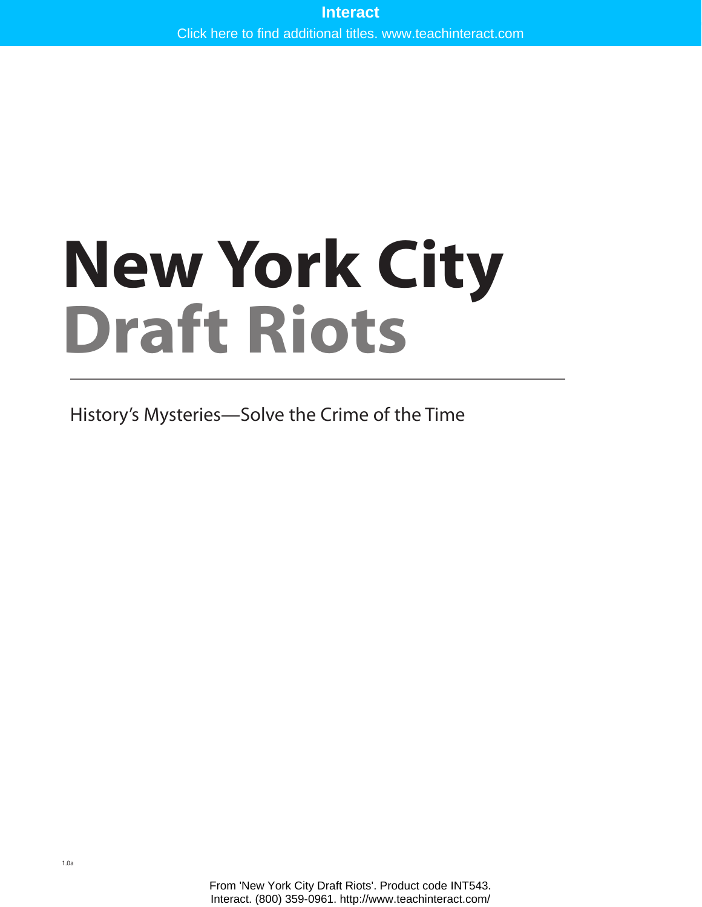Interact

Click here to find additional titles. www.teachinteract.com

# New York City Draft Riots

History's Mysteries—Solve the Crime of the Time

1.0a

From 'New York City Draft Riots'. Product code INT543.
Interact. (800) 359-0961. http://www.teachinteract.com/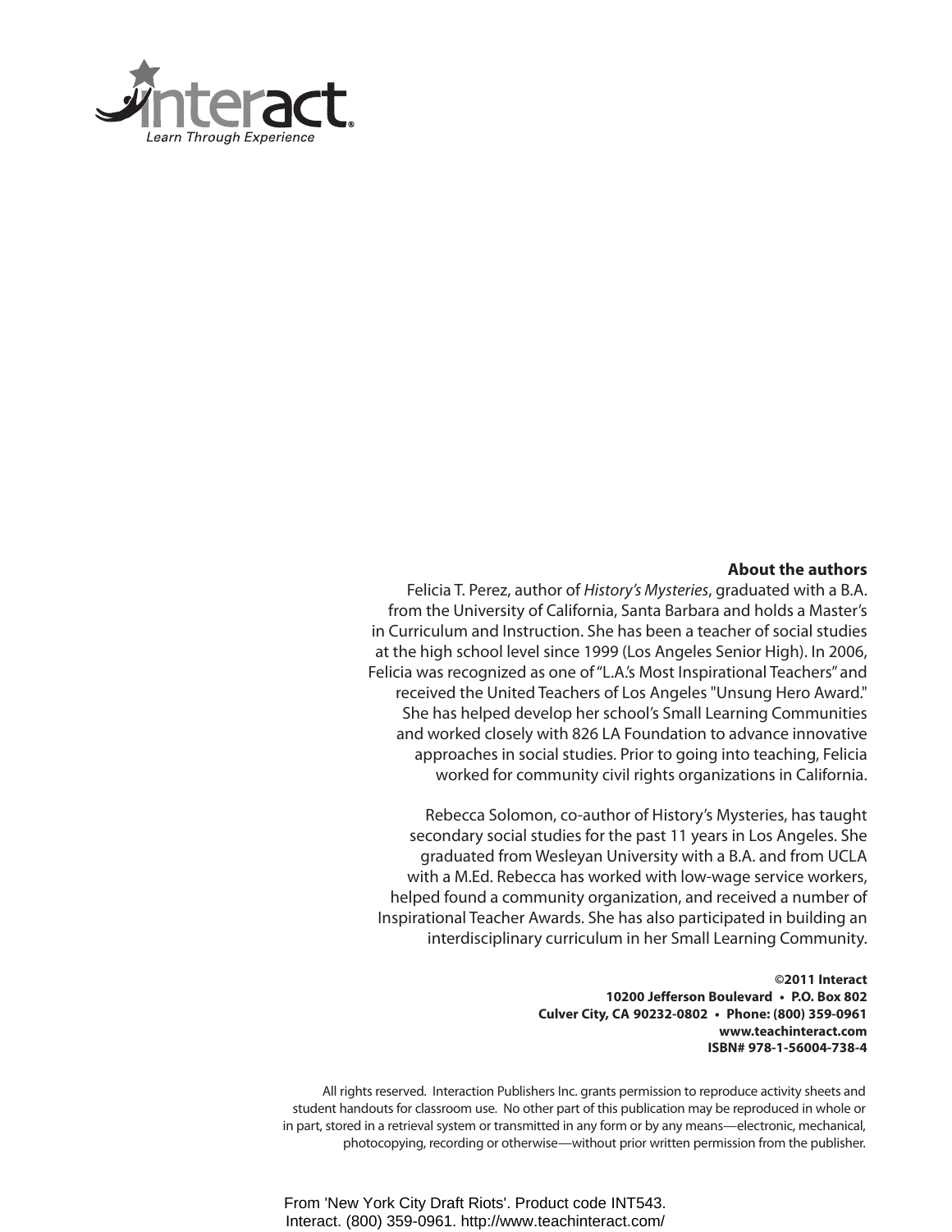interact
Learn Through Experience

**About the authors**

Felicia T. Perez, author of *History's Mysteries*, graduated with a B.A. from the University of California, Santa Barbara and holds a Master's in Curriculum and Instruction. She has been a teacher of social studies at the high school level since 1999 (Los Angeles Senior High). In 2006, Felicia was recognized as one of "L.A.'s Most Inspirational Teachers" and received the United Teachers of Los Angeles "Unsung Hero Award." She has helped develop her school's Small Learning Communities and worked closely with 826 LA Foundation to advance innovative approaches in social studies. Prior to going into teaching, Felicia worked for community civil rights organizations in California.

Rebecca Solomon, co-author of History's Mysteries, has taught secondary social studies for the past 11 years in Los Angeles. She graduated from Wesleyan University with a B.A. and from UCLA with a M.Ed. Rebecca has worked with low-wage service workers, helped found a community organization, and received a number of Inspirational Teacher Awards. She has also participated in building an interdisciplinary curriculum in her Small Learning Community.

**©2011 Interact**
**10200 Jefferson Boulevard • P.O. Box 802**
**Culver City, CA 90232-0802 • Phone: (800) 359-0961**
**www.teachinteract.com**
**ISBN# 978-1-56004-738-4**

All rights reserved. Interaction Publishers Inc. grants permission to reproduce activity sheets and student handouts for classroom use. No other part of this publication may be reproduced in whole or in part, stored in a retrieval system or transmitted in any form or by any means—electronic, mechanical, photocopying, recording or otherwise—without prior written permission from the publisher.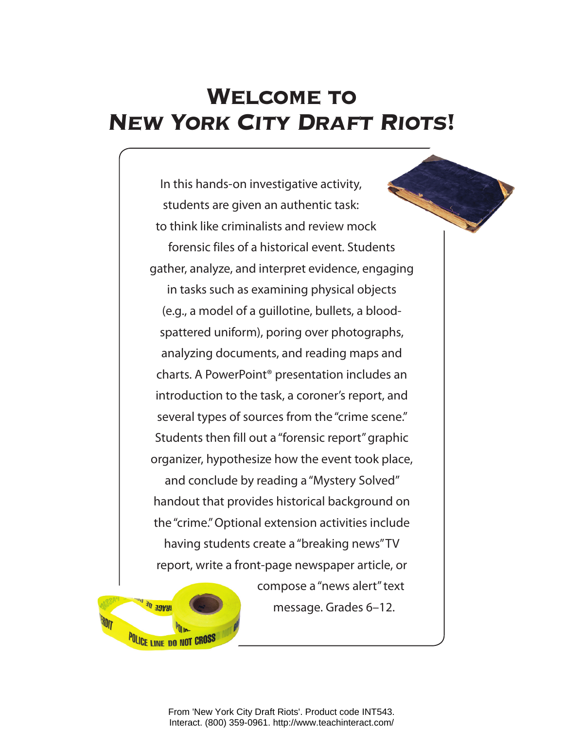# Welcome to *New York City Draft Riots!*

In this hands-on investigative activity, students are given an authentic task: to think like criminalists and review mock forensic files of a historical event. Students gather, analyze, and interpret evidence, engaging in tasks such as examining physical objects (e.g., a model of a guillotine, bullets, a blood-spattered uniform), poring over photographs, analyzing documents, and reading maps and charts. A PowerPoint® presentation includes an introduction to the task, a coroner's report, and several types of sources from the "crime scene." Students then fill out a "forensic report" graphic organizer, hypothesize how the event took place, and conclude by reading a "Mystery Solved" handout that provides historical background on the "crime." Optional extension activities include having students create a "breaking news" TV report, write a front-page newspaper article, or compose a "news alert" text message. Grades 6–12.

From 'New York City Draft Riots'. Product code INT543.
Interact. (800) 359-0961. http://www.teachinteract.com/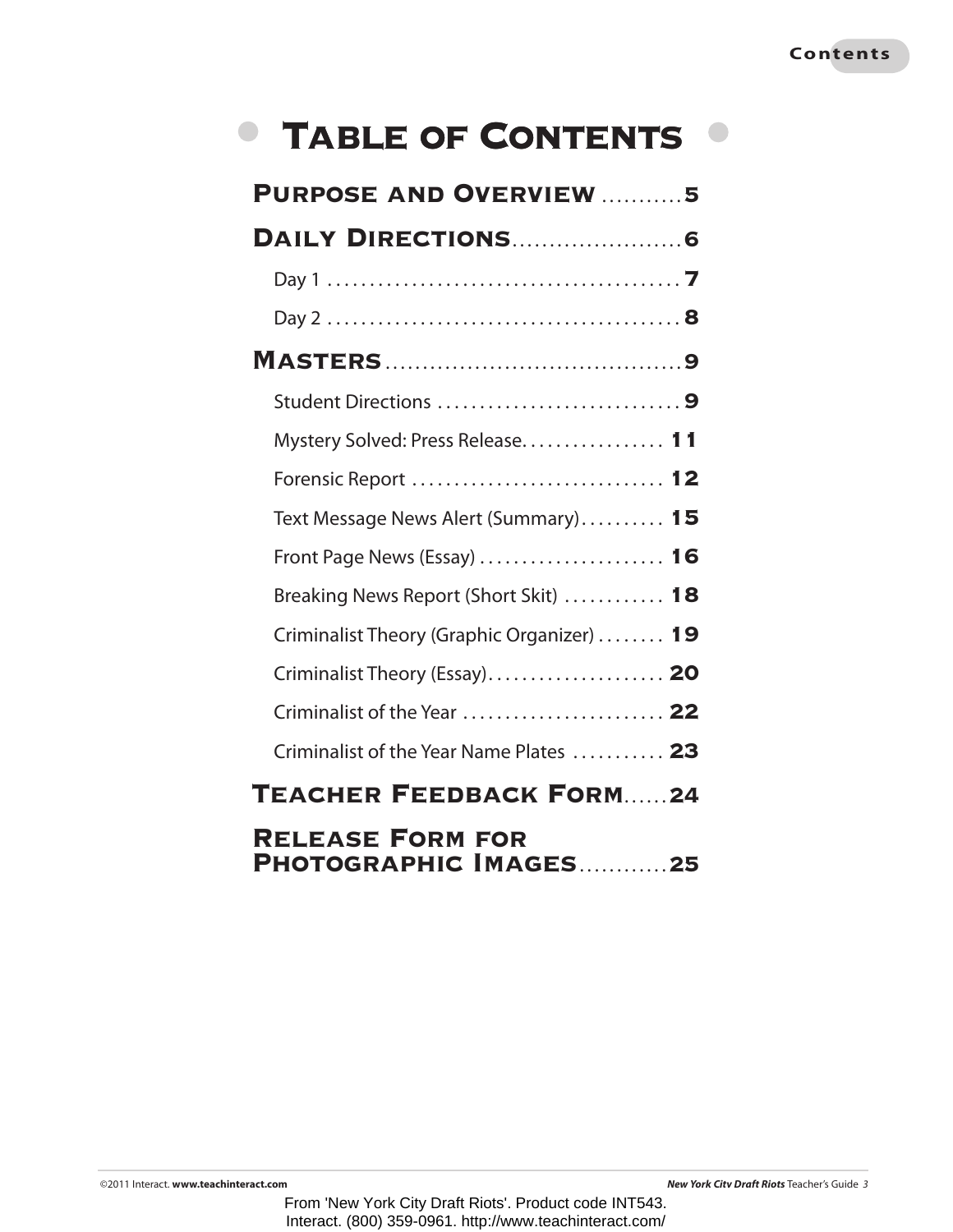# Table of Contents

**Purpose and Overview** .......... 5

**Daily Directions** ...................... 6

- Day 1 .......................................... 7
- Day 2 .......................................... 8

**Masters** ...................................... 9

- Student Directions ............................ 9
- Mystery Solved: Press Release................. 11
- Forensic Report .............................. 12
- Text Message News Alert (Summary).......... 15
- Front Page News (Essay) ...................... 16
- Breaking News Report (Short Skit) ............ 18
- Criminalist Theory (Graphic Organizer) ........ 19
- Criminalist Theory (Essay)..................... 20
- Criminalist of the Year ........................ 22
- Criminalist of the Year Name Plates ........... 23

**Teacher Feedback Form**...... 24

**Release Form for Photographic Images**........... 25

From 'New York City Draft Riots'. Product code INT543. Interact. (800) 359-0961. http://www.teachinteract.com/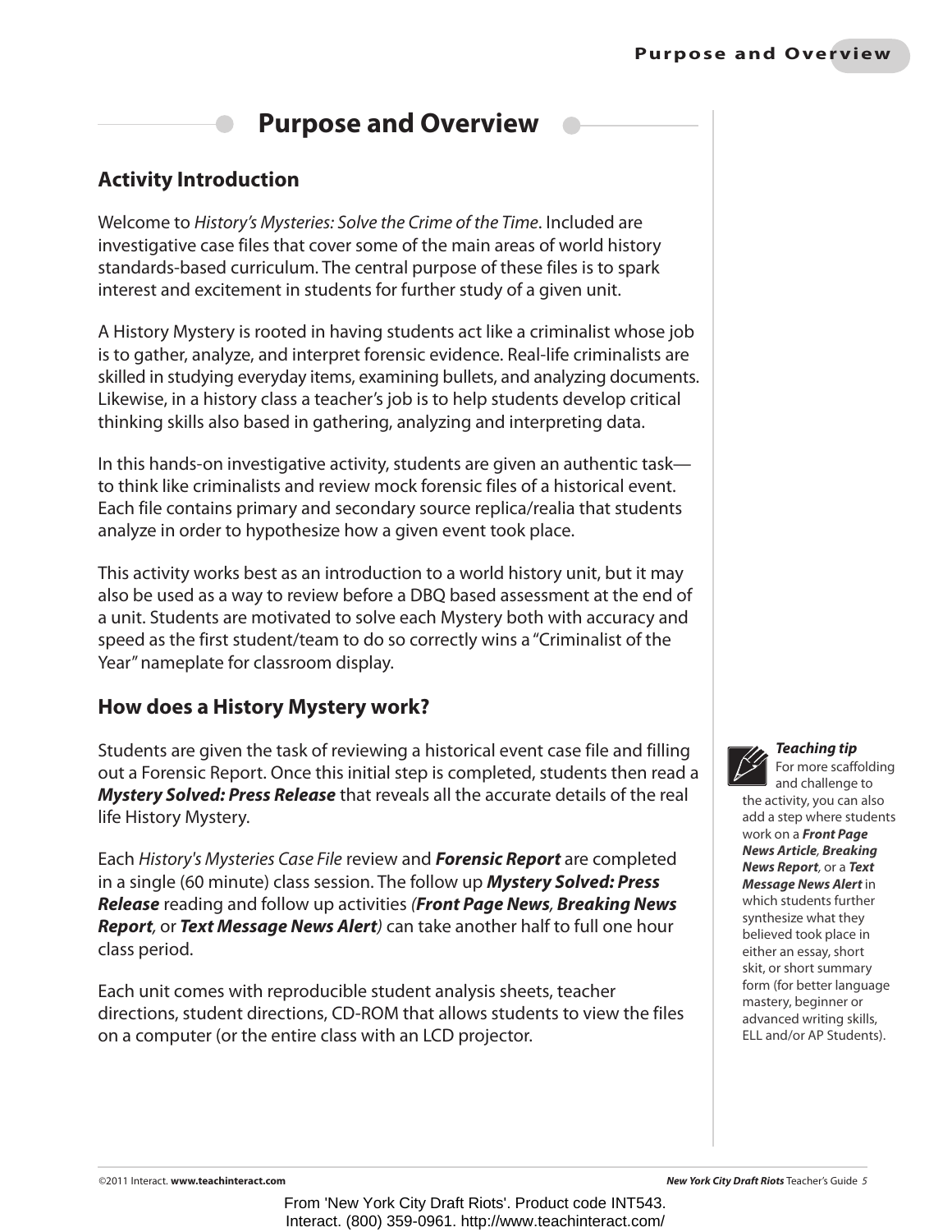# Purpose and Overview

## Activity Introduction

Welcome to *History's Mysteries: Solve the Crime of the Time*. Included are investigative case files that cover some of the main areas of world history standards-based curriculum. The central purpose of these files is to spark interest and excitement in students for further study of a given unit.

A History Mystery is rooted in having students act like a criminalist whose job is to gather, analyze, and interpret forensic evidence. Real-life criminalists are skilled in studying everyday items, examining bullets, and analyzing documents. Likewise, in a history class a teacher's job is to help students develop critical thinking skills also based in gathering, analyzing and interpreting data.

In this hands-on investigative activity, students are given an authentic task—to think like criminalists and review mock forensic files of a historical event. Each file contains primary and secondary source replica/realia that students analyze in order to hypothesize how a given event took place.

This activity works best as an introduction to a world history unit, but it may also be used as a way to review before a DBQ based assessment at the end of a unit. Students are motivated to solve each Mystery both with accuracy and speed as the first student/team to do so correctly wins a "Criminalist of the Year" nameplate for classroom display.

## How does a History Mystery work?

Students are given the task of reviewing a historical event case file and filling out a Forensic Report. Once this initial step is completed, students then read a ***Mystery Solved: Press Release*** that reveals all the accurate details of the real life History Mystery.

Each *History's Mysteries Case File* review and ***Forensic Report*** are completed in a single (60 minute) class session. The follow up ***Mystery Solved: Press Release*** reading and follow up activities *(**Front Page News**, **Breaking News Report**,* or ***Text Message News Alert**)* can take another half to full one hour class period.

Each unit comes with reproducible student analysis sheets, teacher directions, student directions, CD-ROM that allows students to view the files on a computer (or the entire class with an LCD projector.

***Teaching tip***
For more scaffolding and challenge to the activity, you can also add a step where students work on a ***Front Page News Article***, ***Breaking News Report***, or a ***Text Message News Alert*** in which students further synthesize what they believed took place in either an essay, short skit, or short summary form (for better language mastery, beginner or advanced writing skills, ELL and/or AP Students).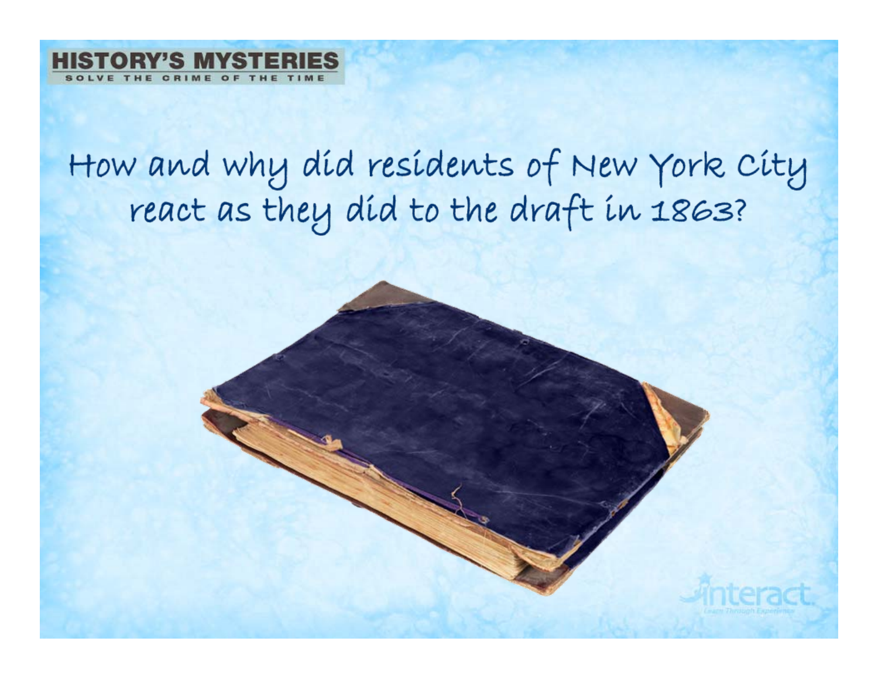# How and why did residents of New York City react as they did to the draft in 1863?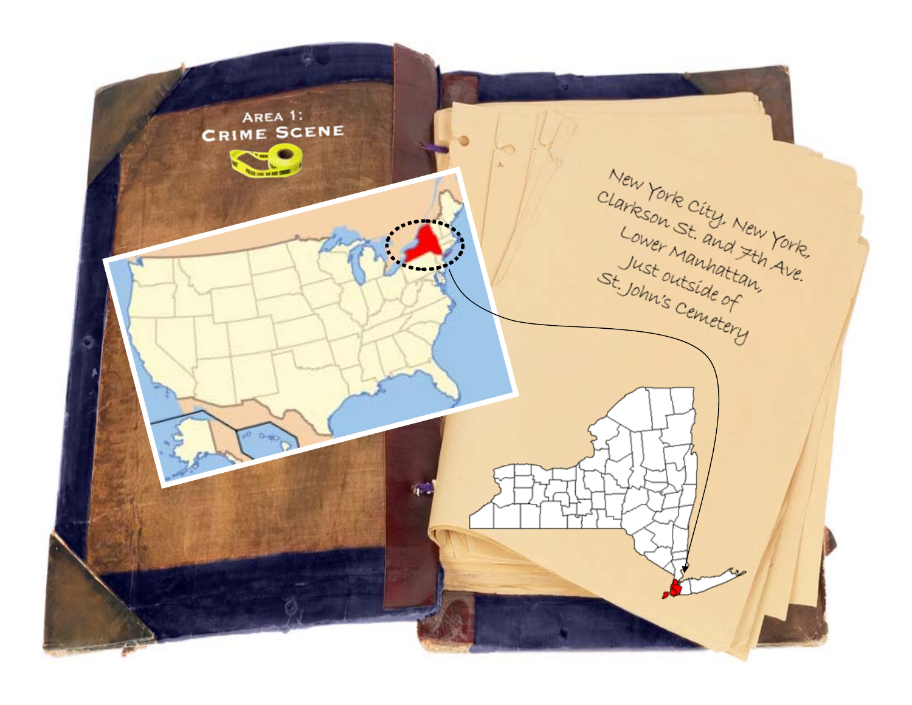# Area 1:
## Crime Scene

New York City, New York,
Clarkson St. and 7th Ave.
Lower Manhattan,
Just outside of
St. John's Cemetery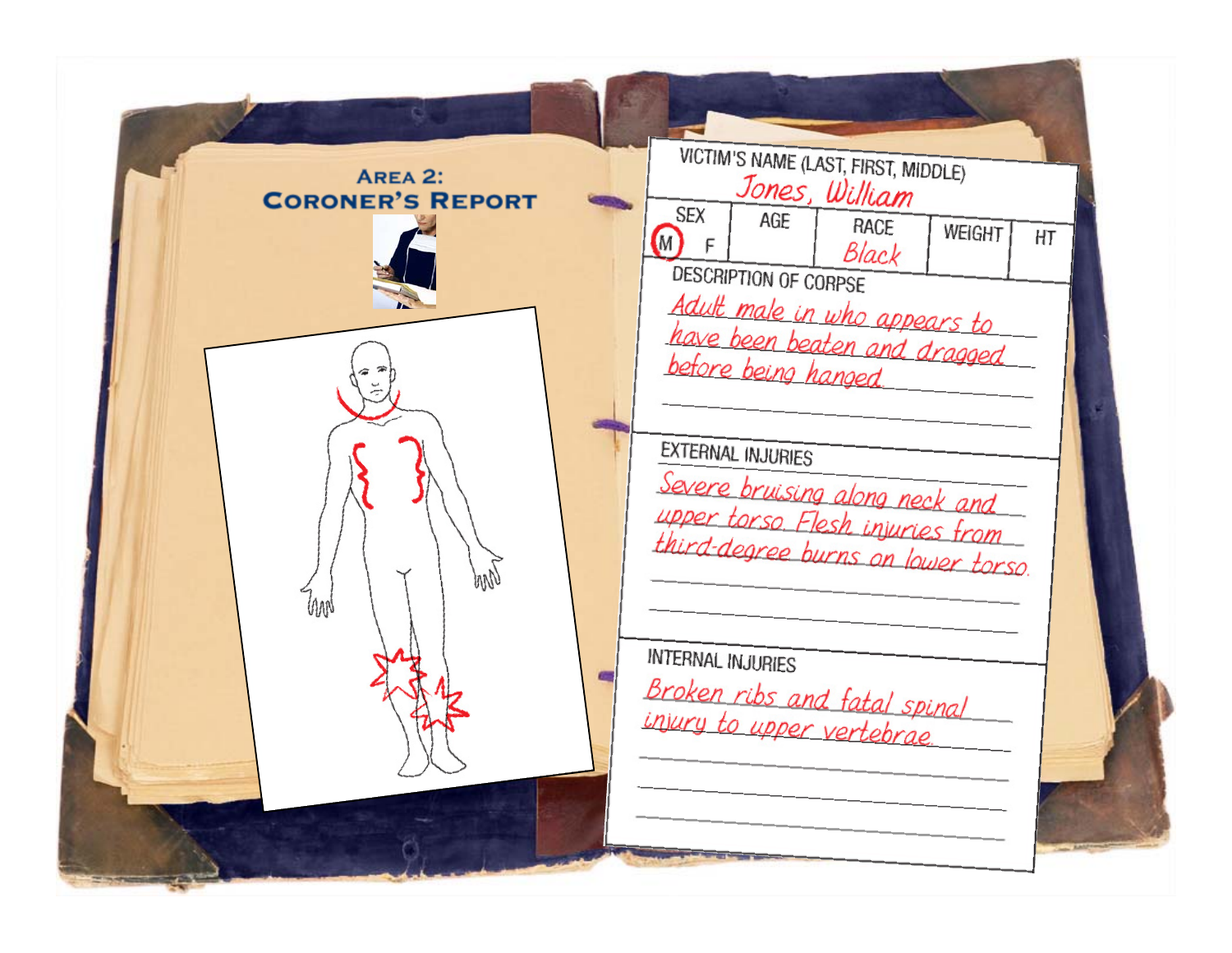## Area 2: Coroner's Report

**VICTIM'S NAME (LAST, FIRST, MIDDLE)**
Jones, William

| SEX | AGE | RACE | WEIGHT | HT |
|---|---|---|---|---|
| (M) F | | Black | | |

**DESCRIPTION OF CORPSE**

Adult male in who appears to have been beaten and dragged before being hanged.

**EXTERNAL INJURIES**

Severe bruising along neck and upper torso. Flesh injuries from third-degree burns on lower torso.

**INTERNAL INJURIES**

Broken ribs and fatal spinal injury to upper vertebrae.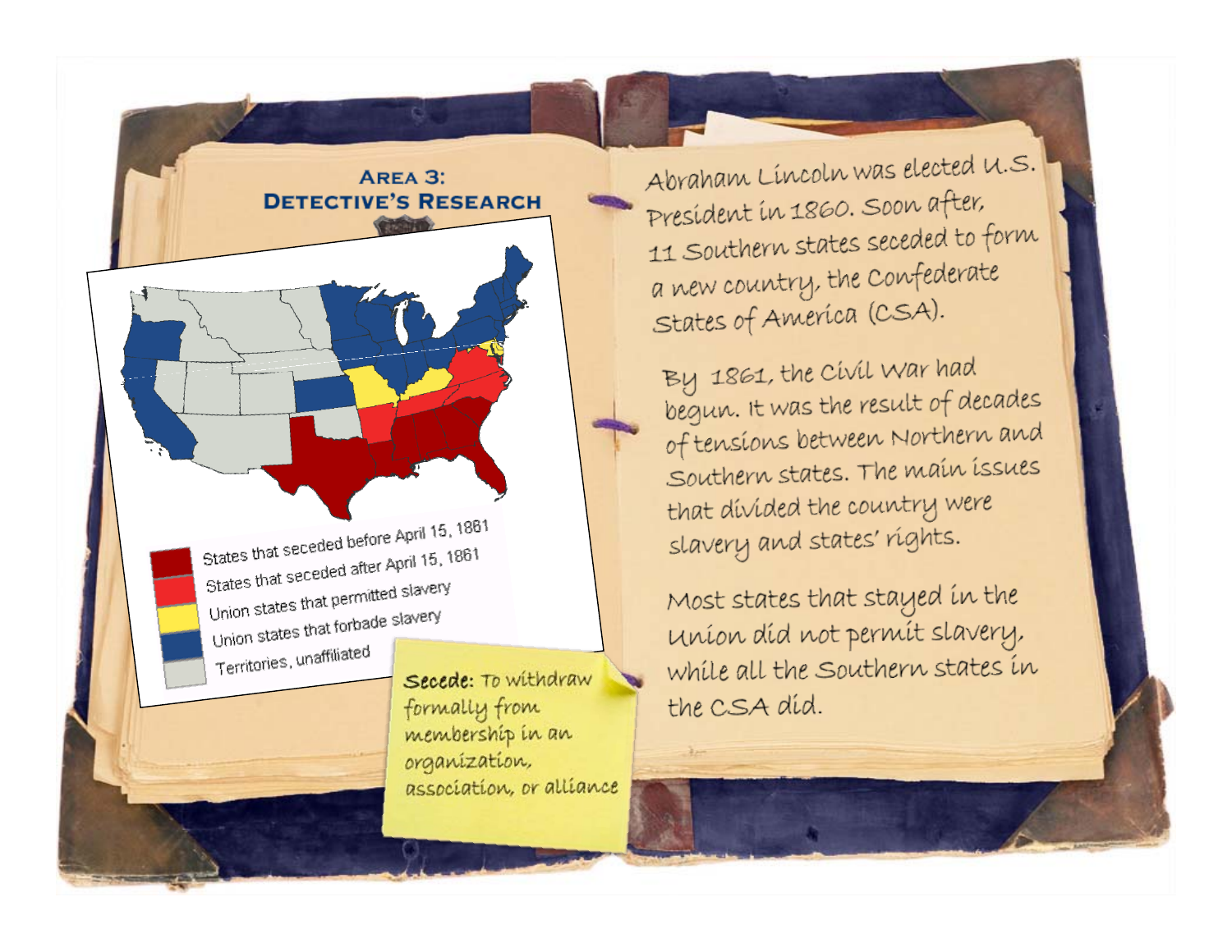## Area 3: Detective's Research

States that seceded before April 15, 1861

States that seceded after April 15, 1861

Union states that permitted slavery

Union states that forbade slavery

Territories, unaffiliated

**Secede:** To withdraw formally from membership in an organization, association, or alliance

Abraham Lincoln was elected U.S. President in 1860. Soon after, 11 Southern states seceded to form a new country, the Confederate States of America (CSA).

By 1861, the Civil War had begun. It was the result of decades of tensions between Northern and Southern states. The main issues that divided the country were slavery and states' rights.

Most states that stayed in the Union did not permit slavery, while all the Southern states in the CSA did.